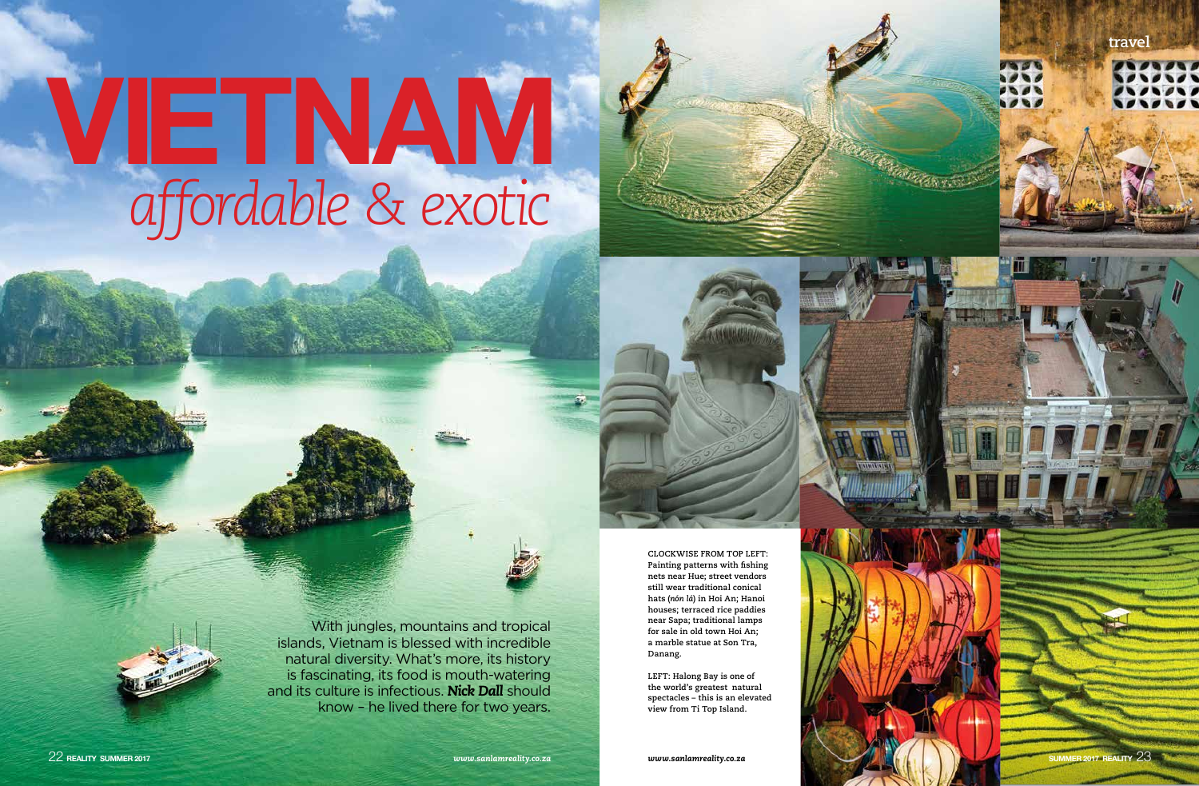# VIETNAM

## *affordable & exotic*

With jungles, mountains and tropical islands, Vietnam is blessed with incredible natural diversity. What's more, its history is fascinating, its food is mouth-watering and its culture is infectious. ***Nick Dall*** should know – he lived there for two years.

CLOCKWISE FROM TOP LEFT: Painting patterns with fishing nets near Hue; street vendors still wear traditional conical hats (*nón lá*) in Hoi An; Hanoi houses; terraced rice paddies near Sapa; traditional lamps for sale in old town Hoi An; a marble statue at Son Tra, Danang.

LEFT: Halong Bay is one of the world's greatest natural spectacles – this is an elevated view from Ti Top Island.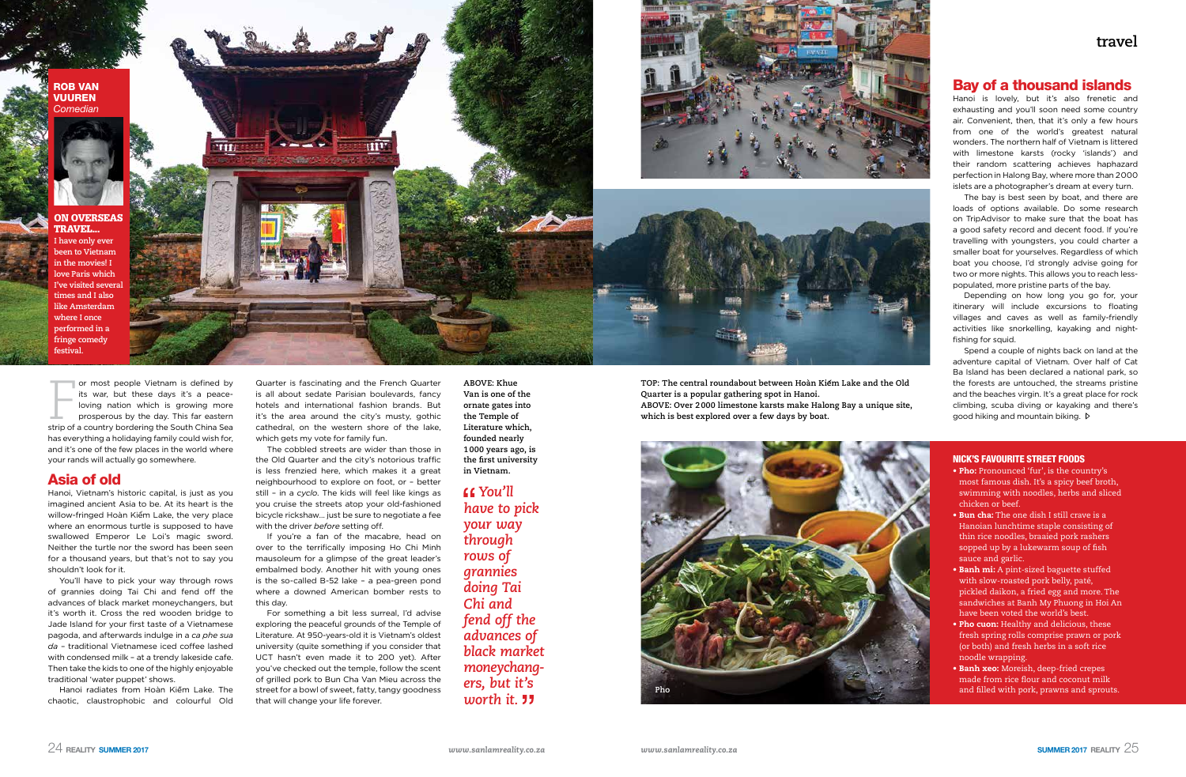**ROB VAN VUUREN**
*Comedian*

**ON OVERSEAS TRAVEL...**
**I have only ever been to Vietnam in the movies! I love Paris which I've visited several times and I also like Amsterdam where I once performed in a fringe comedy festival.**

For most people Vietnam is defined by its war, but these days it's a peace-loving nation which is growing more prosperous by the day. This far eastern strip of a country bordering the South China Sea has everything a holidaying family could wish for, and it's one of the few places in the world where your rands will actually go somewhere.

## Asia of old

Hanoi, Vietnam's historic capital, is just as you imagined ancient Asia to be. At its heart is the willow-fringed Hoàn Kiếm Lake, the very place where an enormous turtle is supposed to have swallowed Emperor Le Loi's magic sword. Neither the turtle nor the sword has been seen for a thousand years, but that's not to say you shouldn't look for it.

You'll have to pick your way through rows of grannies doing Tai Chi and fend off the advances of black market moneychangers, but it's worth it. Cross the red wooden bridge to Jade Island for your first taste of a Vietnamese pagoda, and afterwards indulge in a *ca phe sua da* – traditional Vietnamese iced coffee lashed with condensed milk – at a trendy lakeside cafe. Then take the kids to one of the highly enjoyable traditional 'water puppet' shows.

Hanoi radiates from Hoàn Kiếm Lake. The chaotic, claustrophobic and colourful Old Quarter is fascinating and the French Quarter is all about sedate Parisian boulevards, fancy hotels and international fashion brands. But it's the area around the city's musty, gothic cathedral, on the western shore of the lake, which gets my vote for family fun.

The cobbled streets are wider than those in the Old Quarter and the city's notorious traffic is less frenzied here, which makes it a great neighbourhood to explore on foot, or – better still – in a *cyclo*. The kids will feel like kings as you cruise the streets atop your old-fashioned bicycle rickshaw... just be sure to negotiate a fee with the driver *before* setting off.

If you're a fan of the macabre, head on over to the terrifically imposing Ho Chi Minh mausoleum for a glimpse of the great leader's embalmed body. Another hit with young ones is the so-called B-52 lake – a pea-green pond where a downed American bomber rests to this day.

For something a bit less surreal, I'd advise exploring the peaceful grounds of the Temple of Literature. At 950-years-old it is Vietnam's oldest university (quite something if you consider that UCT hasn't even made it to 200 yet). After you've checked out the temple, follow the scent of grilled pork to Bun Cha Van Mieu across the street for a bowl of sweet, fatty, tangy goodness that will change your life forever.

**ABOVE: Khue Van is one of the ornate gates into the Temple of Literature which, founded nearly 1000 years ago, is the first university in Vietnam.**

> *"You'll have to pick your way through rows of grannies doing Tai Chi and fend off the advances of black market moneychangers, but it's worth it."*

**TOP: The central roundabout between Hoàn Kiếm Lake and the Old Quarter is a popular gathering spot in Hanoi.**
**ABOVE: Over 2000 limestone karsts make Halong Bay a unique site, which is best explored over a few days by boat.**

## Bay of a thousand islands

Hanoi is lovely, but it's also frenetic and exhausting and you'll soon need some country air. Convenient, then, that it's only a few hours from one of the world's greatest natural wonders. The northern half of Vietnam is littered with limestone karsts (rocky 'islands') and their random scattering achieves haphazard perfection in Halong Bay, where more than 2000 islets are a photographer's dream at every turn.

The bay is best seen by boat, and there are loads of options available. Do some research on TripAdvisor to make sure that the boat has a good safety record and decent food. If you're travelling with youngsters, you could charter a smaller boat for yourselves. Regardless of which boat you choose, I'd strongly advise going for two or more nights. This allows you to reach less-populated, more pristine parts of the bay.

Depending on how long you go for, your itinerary will include excursions to floating villages and caves as well as family-friendly activities like snorkelling, kayaking and night-fishing for squid.

Spend a couple of nights back on land at the adventure capital of Vietnam. Over half of Cat Ba Island has been declared a national park, so the forests are untouched, the streams pristine and the beaches virgin. It's a great place for rock climbing, scuba diving or kayaking and there's good hiking and mountain biking. ▷

Pho

### NICK'S FAVOURITE STREET FOODS

- **Pho:** Pronounced 'fur', is the country's most famous dish. It's a spicy beef broth, swimming with noodles, herbs and sliced chicken or beef.
- **Bun cha:** The one dish I still crave is a Hanoian lunchtime staple consisting of thin rice noodles, braaied pork rashers sopped up by a lukewarm soup of fish sauce and garlic.
- **Banh mi:** A pint-sized baguette stuffed with slow-roasted pork belly, paté, pickled daikon, a fried egg and more. The sandwiches at Banh My Phuong in Hoi An have been voted the world's best.
- **Pho cuon:** Healthy and delicious, these fresh spring rolls comprise prawn or pork (or both) and fresh herbs in a soft rice noodle wrapping.
- **Banh xeo:** Moreish, deep-fried crepes made from rice flour and coconut milk and filled with pork, prawns and sprouts.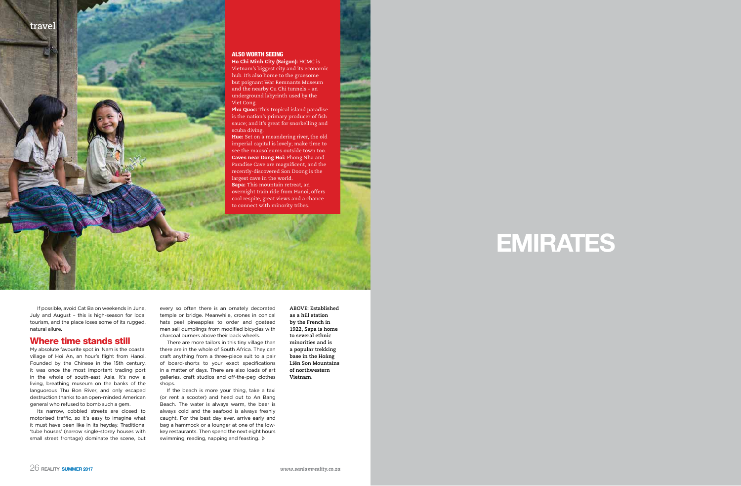## ALSO WORTH SEEING

**Ho Chi Minh City (Saigon):** HCMC is Vietnam's biggest city and its economic hub. It's also home to the gruesome but poignant War Remnants Museum and the nearby Cu Chi tunnels – an underground labyrinth used by the Viet Cong.

**Phu Quoc:** This tropical island paradise is the nation's primary producer of fish sauce; and it's great for snorkelling and scuba diving.

**Hue:** Set on a meandering river, the old imperial capital is lovely; make time to see the mausoleums outside town too.

**Caves near Dong Hoi:** Phong Nha and Paradise Cave are magnificent, and the recently-discovered Son Doong is the largest cave in the world.

**Sapa:** This mountain retreat, an overnight train ride from Hanoi, offers cool respite, great views and a chance to connect with minority tribes.

If possible, avoid Cat Ba on weekends in June, July and August – this is high-season for local tourism, and the place loses some of its rugged, natural allure.

## Where time stands still

My absolute favourite spot in 'Nam is the coastal village of Hoi An, an hour's flight from Hanoi. Founded by the Chinese in the 15th century, it was once the most important trading port in the whole of south-east Asia. It's now a living, breathing museum on the banks of the languorous Thu Bon River, and only escaped destruction thanks to an open-minded American general who refused to bomb such a gem.

Its narrow, cobbled streets are closed to motorised traffic, so it's easy to imagine what it must have been like in its heyday. Traditional 'tube houses' (narrow single-storey houses with small street frontage) dominate the scene, but every so often there is an ornately decorated temple or bridge. Meanwhile, crones in conical hats peel pineapples to order and goateed men sell dumplings from modified bicycles with charcoal burners above their back wheels.

There are more tailors in this tiny village than there are in the whole of South Africa. They can craft anything from a three-piece suit to a pair of board-shorts to your exact specifications in a matter of days. There are also loads of art galleries, craft studios and off-the-peg clothes shops.

If the beach is more your thing, take a taxi (or rent a scooter) and head out to An Bang Beach. The water is always warm, the beer is always cold and the seafood is always freshly caught. For the best day ever, arrive early and bag a hammock or a lounger at one of the low-key restaurants. Then spend the next eight hours swimming, reading, napping and feasting. ▷

**ABOVE: Established as a hill station by the French in 1922, Sapa is home to several ethnic minorities and is a popular trekking base in the Hoàng Liên Son Mountains of northwestern Vietnam.**

EMIRATES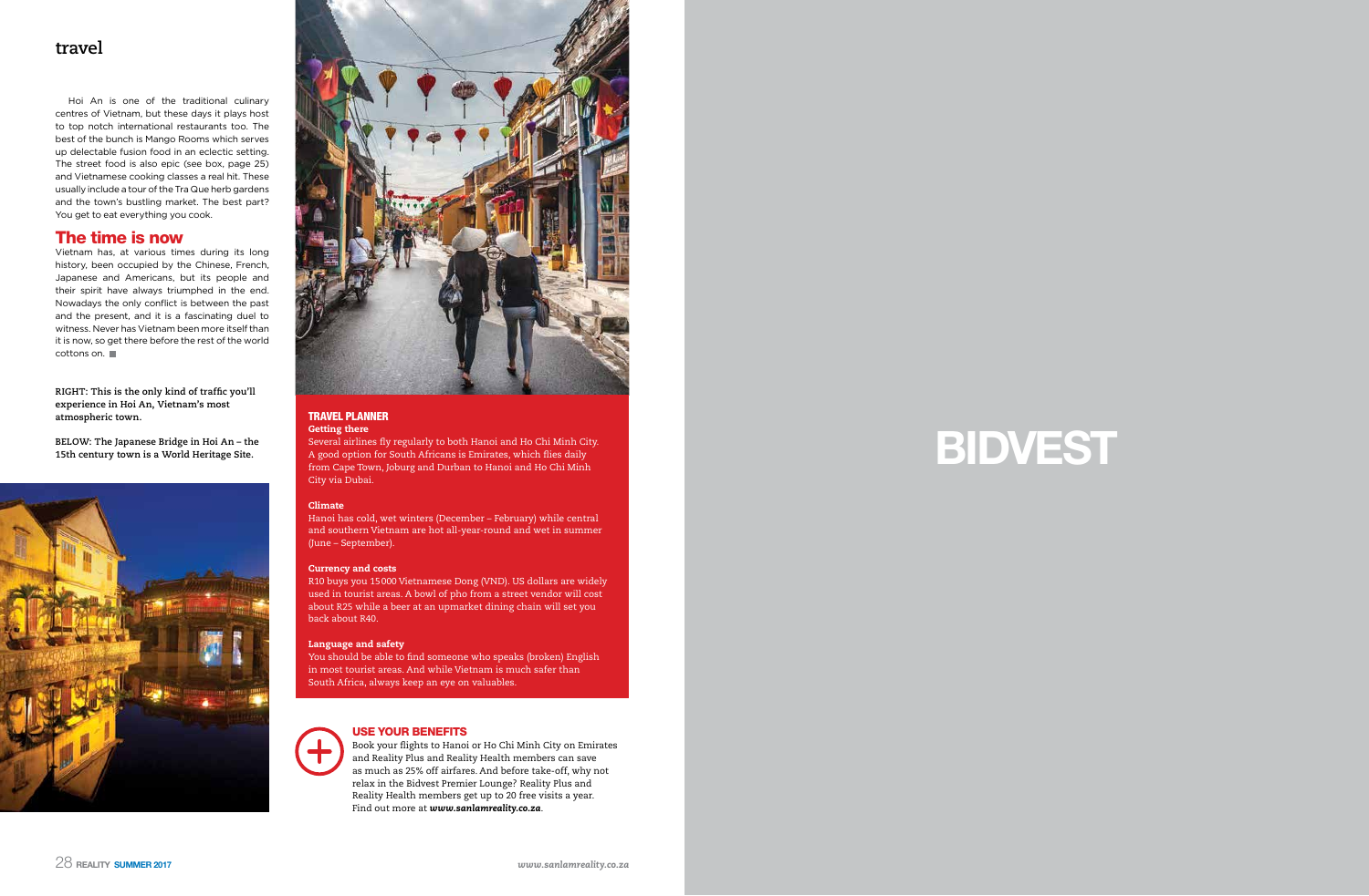Hoi An is one of the traditional culinary centres of Vietnam, but these days it plays host to top notch international restaurants too. The best of the bunch is Mango Rooms which serves up delectable fusion food in an eclectic setting. The street food is also epic (see box, page 25) and Vietnamese cooking classes a real hit. These usually include a tour of the Tra Que herb gardens and the town's bustling market. The best part? You get to eat everything you cook.

## The time is now

Vietnam has, at various times during its long history, been occupied by the Chinese, French, Japanese and Americans, but its people and their spirit have always triumphed in the end. Nowadays the only conflict is between the past and the present, and it is a fascinating duel to witness. Never has Vietnam been more itself than it is now, so get there before the rest of the world cottons on. ■

**RIGHT: This is the only kind of traffic you'll experience in Hoi An, Vietnam's most atmospheric town.**

**BELOW: The Japanese Bridge in Hoi An – the 15th century town is a World Heritage Site.**

## TRAVEL PLANNER

**Getting there**

Several airlines fly regularly to both Hanoi and Ho Chi Minh City. A good option for South Africans is Emirates, which flies daily from Cape Town, Joburg and Durban to Hanoi and Ho Chi Minh City via Dubai.

**Climate**

Hanoi has cold, wet winters (December – February) while central and southern Vietnam are hot all-year-round and wet in summer (June – September).

**Currency and costs**

R10 buys you 15 000 Vietnamese Dong (VND). US dollars are widely used in tourist areas. A bowl of pho from a street vendor will cost about R25 while a beer at an upmarket dining chain will set you back about R40.

**Language and safety**

You should be able to find someone who speaks (broken) English in most tourist areas. And while Vietnam is much safer than South Africa, always keep an eye on valuables.

## USE YOUR BENEFITS

Book your flights to Hanoi or Ho Chi Minh City on Emirates and Reality Plus and Reality Health members can save as much as 25% off airfares. And before take-off, why not relax in the Bidvest Premier Lounge? Reality Plus and Reality Health members get up to 20 free visits a year. Find out more at ***www.sanlamreality.co.za***.

BIDVEST